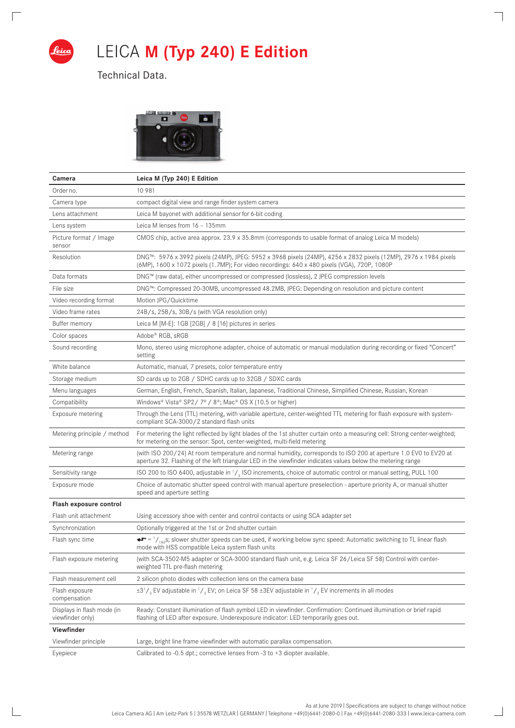# LEICA **M (Typ 240) E Edition**

Technical Data.

| Camera | Leica M (Typ 240) E Edition |
|---|---|
| Order no. | 10 981 |
| Camera type | compact digital view and range finder system camera |
| Lens attachment | Leica M bayonet with additional sensor for 6-bit coding |
| Lens system | Leica M lenses from 16 – 135mm |
| Picture format / Image sensor | CMOS chip, active area approx. 23.9 x 35.8mm (corresponds to usable format of analog Leica M models) |
| Resolution | DNG™: 5976 x 3992 pixels (24MP), JPEG: 5952 x 3968 pixels (24MP), 4256 x 2832 pixels (12MP), 2976 x 1984 pixels (6MP), 1600 x 1072 pixels (1.7MP); For video recordings: 640 x 480 pixels (VGA), 720P, 1080P |
| Data formats | DNG™ (raw data), either uncompressed or compressed (lossless), 2 JPEG compression levels |
| File size | DNG™: Compressed 20-30MB, uncompressed 48.2MB, JPEG: Depending on resolution and picture content |
| Video recording format | Motion JPG/Quicktime |
| Video frame rates | 24B/s, 25B/s, 30B/s (with VGA resolution only) |
| Buffer memory | Leica M [M-E]: 1GB [2GB] / 8 [16] pictures in series |
| Color spaces | Adobe® RGB, sRGB |
| Sound recording | Mono, stereo using microphone adapter, choice of automatic or manual modulation during recording or fixed "Concert" setting |
| White balance | Automatic, manual, 7 presets, color temperature entry |
| Storage medium | SD cards up to 2GB / SDHC cards up to 32GB / SDXC cards |
| Menu languages | German, English, French, Spanish, Italian, Japanese, Traditional Chinese, Simplified Chinese, Russian, Korean |
| Compatibility | Windows® Vista® SP2/ 7® / 8®; Mac® OS X (10.5 or higher) |
| Exposure metering | Through the Lens (TTL) metering, with variable aperture, center-weighted TTL metering for flash exposure with system-compliant SCA-3000/2 standard flash units |
| Metering principle / method | For metering the light reflected by light blades of the 1st shutter curtain onto a measuring cell: Strong center-weighted; for metering on the sensor: Spot, center-weighted, multi-field metering |
| Metering range | (with ISO 200/24) At room temperature and normal humidity, corresponds to ISO 200 at aperture 1.0 EV0 to EV20 at aperture 32. Flashing of the left triangular LED in the viewfinder indicates values below the metering range |
| Sensitivity range | ISO 200 to ISO 6400, adjustable in $^1/_3$ ISO increments, choice of automatic control or manual setting, PULL 100 |
| Exposure mode | Choice of automatic shutter speed control with manual aperture preselection - aperture priority A, or manual shutter speed and aperture setting |
| **Flash exposure control** | |
| Flash unit attachment | Using accessory shoe with center and control contacts or using SCA adapter set |
| Synchronization | Optionally triggered at the 1st or 2nd shutter curtain |
| Flash sync time | ⚡ = $^1/_{180}$s; slower shutter speeds can be used, if working below sync speed: Automatic switching to TL linear flash mode with HSS compatible Leica system flash units |
| Flash exposure metering | (with SCA-3502-M5 adapter or SCA-3000 standard flash unit, e.g. Leica SF 26/Leica SF 58) Control with center-weighted TTL pre-flash metering |
| Flash measurement cell | 2 silicon photo diodes with collection lens on the camera base |
| Flash exposure compensation | ±3$^1/_3$ EV adjustable in $^1/_3$ EV; on Leica SF 58 ±3EV adjustable in $^1/_3$ EV increments in all modes |
| Displays in flash mode (in viewfinder only) | Ready: Constant illumination of flash symbol LED in viewfinder. Confirmation: Continued illumination or brief rapid flashing of LED after exposure. Underexposure indicator: LED temporarily goes out. |
| **Viewfinder** | |
| Viewfinder principle | Large, bright line frame viewfinder with automatic parallax compensation. |
| Eyepiece | Calibrated to -0.5 dpt.; corrective lenses from -3 to +3 diopter available. |

As at June 2019 | Specifications are subject to change without notice
Leica Camera AG | Am Leitz-Park 5 | 35578 WETZLAR | GERMANY | Telephone +49(0)6441-2080-0 | Fax +49(0)6441-2080-333 | www.leica-camera.com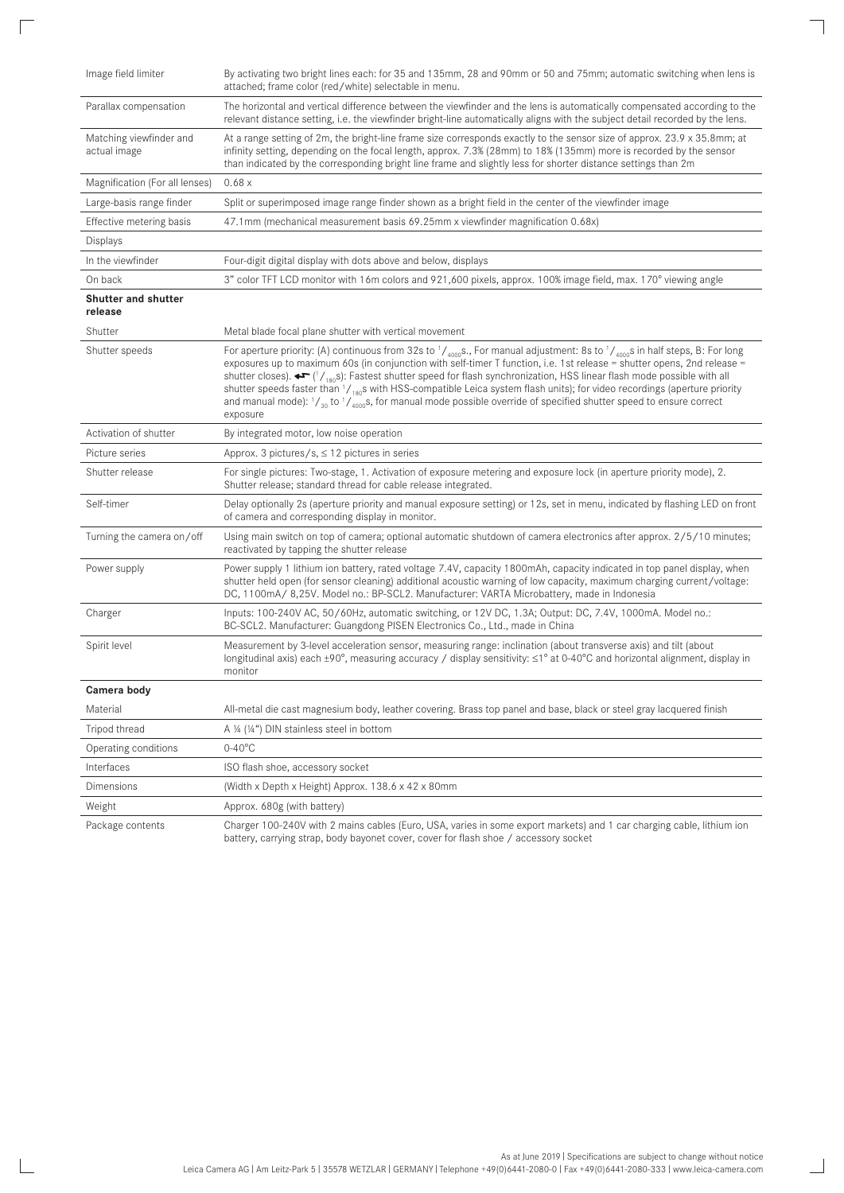| | |
|---|---|
| Image field limiter | By activating two bright lines each: for 35 and 135mm, 28 and 90mm or 50 and 75mm; automatic switching when lens is attached; frame color (red/white) selectable in menu. |
| Parallax compensation | The horizontal and vertical difference between the viewfinder and the lens is automatically compensated according to the relevant distance setting, i.e. the viewfinder bright-line automatically aligns with the subject detail recorded by the lens. |
| Matching viewfinder and actual image | At a range setting of 2m, the bright-line frame size corresponds exactly to the sensor size of approx. 23.9 x 35.8mm; at infinity setting, depending on the focal length, approx. 7.3% (28mm) to 18% (135mm) more is recorded by the sensor than indicated by the corresponding bright line frame and slightly less for shorter distance settings than 2m |
| Magnification (For all lenses) | 0.68 x |
| Large-basis range finder | Split or superimposed image range finder shown as a bright field in the center of the viewfinder image |
| Effective metering basis | 47.1mm (mechanical measurement basis 69.25mm x viewfinder magnification 0.68x) |
| Displays | |
| In the viewfinder | Four-digit digital display with dots above and below, displays |
| On back | 3" color TFT LCD monitor with 16m colors and 921,600 pixels, approx. 100% image field, max. 170° viewing angle |
| **Shutter and shutter release** | |
| Shutter | Metal blade focal plane shutter with vertical movement |
| Shutter speeds | For aperture priority: (A) continuous from 32s to $^1/_{4000}$s., For manual adjustment: 8s to $^1/_{4000}$s in half steps, B: For long exposures up to maximum 60s (in conjunction with self-timer T function, i.e. 1st release = shutter opens, 2nd release = shutter closes). ⚡ ($^1/_{180}$s): Fastest shutter speed for flash synchronization, HSS linear flash mode possible with all shutter speeds faster than $^1/_{180}$s with HSS-compatible Leica system flash units); for video recordings (aperture priority and manual mode): $^1/_{30}$ to $^1/_{4000}$s, for manual mode possible override of specified shutter speed to ensure correct exposure |
| Activation of shutter | By integrated motor, low noise operation |
| Picture series | Approx. 3 pictures/s, ≤ 12 pictures in series |
| Shutter release | For single pictures: Two-stage, 1. Activation of exposure metering and exposure lock (in aperture priority mode), 2. Shutter release; standard thread for cable release integrated. |
| Self-timer | Delay optionally 2s (aperture priority and manual exposure setting) or 12s, set in menu, indicated by flashing LED on front of camera and corresponding display in monitor. |
| Turning the camera on/off | Using main switch on top of camera; optional automatic shutdown of camera electronics after approx. 2/5/10 minutes; reactivated by tapping the shutter release |
| Power supply | Power supply 1 lithium ion battery, rated voltage 7.4V, capacity 1800mAh, capacity indicated in top panel display, when shutter held open (for sensor cleaning) additional acoustic warning of low capacity, maximum charging current/voltage: DC, 1100mA/ 8,25V. Model no.: BP-SCL2. Manufacturer: VARTA Microbattery, made in Indonesia |
| Charger | Inputs: 100-240V AC, 50/60Hz, automatic switching, or 12V DC, 1.3A; Output: DC, 7.4V, 1000mA. Model no.: BC-SCL2. Manufacturer: Guangdong PISEN Electronics Co., Ltd., made in China |
| Spirit level | Measurement by 3-level acceleration sensor, measuring range: inclination (about transverse axis) and tilt (about longitudinal axis) each ±90°, measuring accuracy / display sensitivity: ≤1° at 0-40°C and horizontal alignment, display in monitor |
| **Camera body** | |
| Material | All-metal die cast magnesium body, leather covering. Brass top panel and base, black or steel gray lacquered finish |
| Tripod thread | A ¼ (¼") DIN stainless steel in bottom |
| Operating conditions | 0-40°C |
| Interfaces | ISO flash shoe, accessory socket |
| Dimensions | (Width x Depth x Height) Approx. 138.6 x 42 x 80mm |
| Weight | Approx. 680g (with battery) |
| Package contents | Charger 100-240V with 2 mains cables (Euro, USA, varies in some export markets) and 1 car charging cable, lithium ion battery, carrying strap, body bayonet cover, cover for flash shoe / accessory socket |

As at June 2019 | Specifications are subject to change without notice
Leica Camera AG | Am Leitz-Park 5 | 35578 WETZLAR | GERMANY | Telephone +49(0)6441-2080-0 | Fax +49(0)6441-2080-333 | www.leica-camera.com